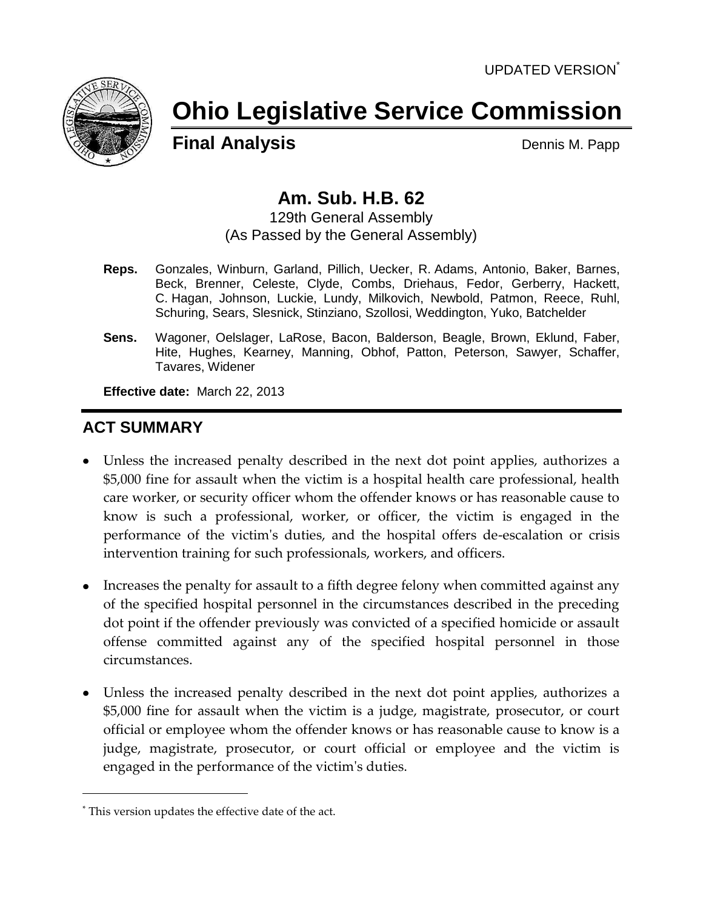UPDATED VERSION[*]

# Ohio Legislative Service Commission

**Final Analysis** Dennis M. Papp

## Am. Sub. H.B. 62

129th General Assembly
(As Passed by the General Assembly)

**Reps.** Gonzales, Winburn, Garland, Pillich, Uecker, R. Adams, Antonio, Baker, Barnes, Beck, Brenner, Celeste, Clyde, Combs, Driehaus, Fedor, Gerberry, Hackett, C. Hagan, Johnson, Luckie, Lundy, Milkovich, Newbold, Patmon, Reece, Ruhl, Schuring, Sears, Slesnick, Stinziano, Szollosi, Weddington, Yuko, Batchelder

**Sens.** Wagoner, Oelslager, LaRose, Bacon, Balderson, Beagle, Brown, Eklund, Faber, Hite, Hughes, Kearney, Manning, Obhof, Patton, Peterson, Sawyer, Schaffer, Tavares, Widener

**Effective date:** March 22, 2013

## ACT SUMMARY

- Unless the increased penalty described in the next dot point applies, authorizes a $5,000 fine for assault when the victim is a hospital health care professional, health care worker, or security officer whom the offender knows or has reasonable cause to know is such a professional, worker, or officer, the victim is engaged in the performance of the victim's duties, and the hospital offers de-escalation or crisis intervention training for such professionals, workers, and officers.
- Increases the penalty for assault to a fifth degree felony when committed against any of the specified hospital personnel in the circumstances described in the preceding dot point if the offender previously was convicted of a specified homicide or assault offense committed against any of the specified hospital personnel in those circumstances.
- Unless the increased penalty described in the next dot point applies, authorizes a $5,000 fine for assault when the victim is a judge, magistrate, prosecutor, or court official or employee whom the offender knows or has reasonable cause to know is a judge, magistrate, prosecutor, or court official or employee and the victim is engaged in the performance of the victim's duties.

[*] This version updates the effective date of the act.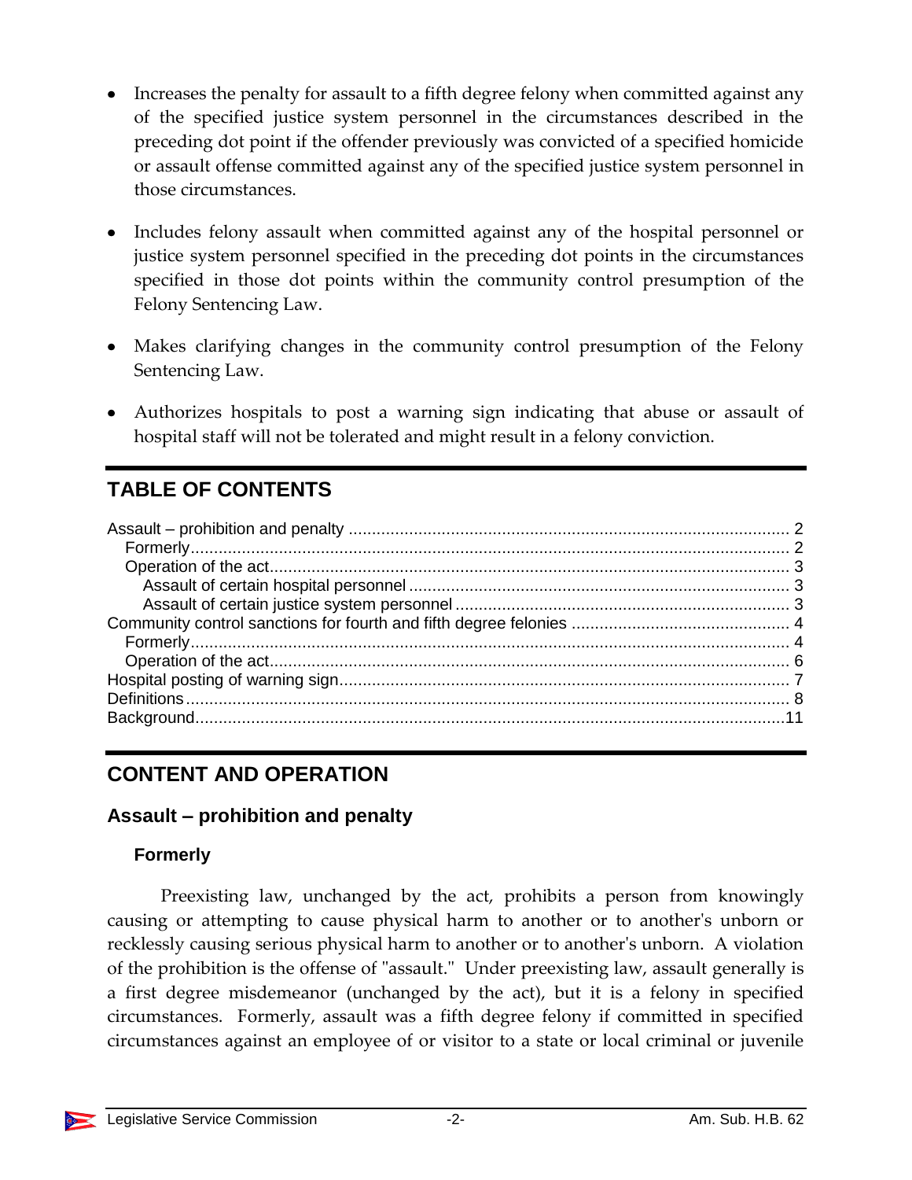- Increases the penalty for assault to a fifth degree felony when committed against any of the specified justice system personnel in the circumstances described in the preceding dot point if the offender previously was convicted of a specified homicide or assault offense committed against any of the specified justice system personnel in those circumstances.

- Includes felony assault when committed against any of the hospital personnel or justice system personnel specified in the preceding dot points in the circumstances specified in those dot points within the community control presumption of the Felony Sentencing Law.

- Makes clarifying changes in the community control presumption of the Felony Sentencing Law.

- Authorizes hospitals to post a warning sign indicating that abuse or assault of hospital staff will not be tolerated and might result in a felony conviction.

## TABLE OF CONTENTS

Assault – prohibition and penalty ..... 2
  Formerly ..... 2
  Operation of the act ..... 3
    Assault of certain hospital personnel ..... 3
    Assault of certain justice system personnel ..... 3
Community control sanctions for fourth and fifth degree felonies ..... 4
  Formerly ..... 4
  Operation of the act ..... 6
Hospital posting of warning sign ..... 7
Definitions ..... 8
Background ..... 11

## CONTENT AND OPERATION

### Assault – prohibition and penalty

#### Formerly

Preexisting law, unchanged by the act, prohibits a person from knowingly causing or attempting to cause physical harm to another or to another's unborn or recklessly causing serious physical harm to another or to another's unborn. A violation of the prohibition is the offense of "assault." Under preexisting law, assault generally is a first degree misdemeanor (unchanged by the act), but it is a felony in specified circumstances. Formerly, assault was a fifth degree felony if committed in specified circumstances against an employee of or visitor to a state or local criminal or juvenile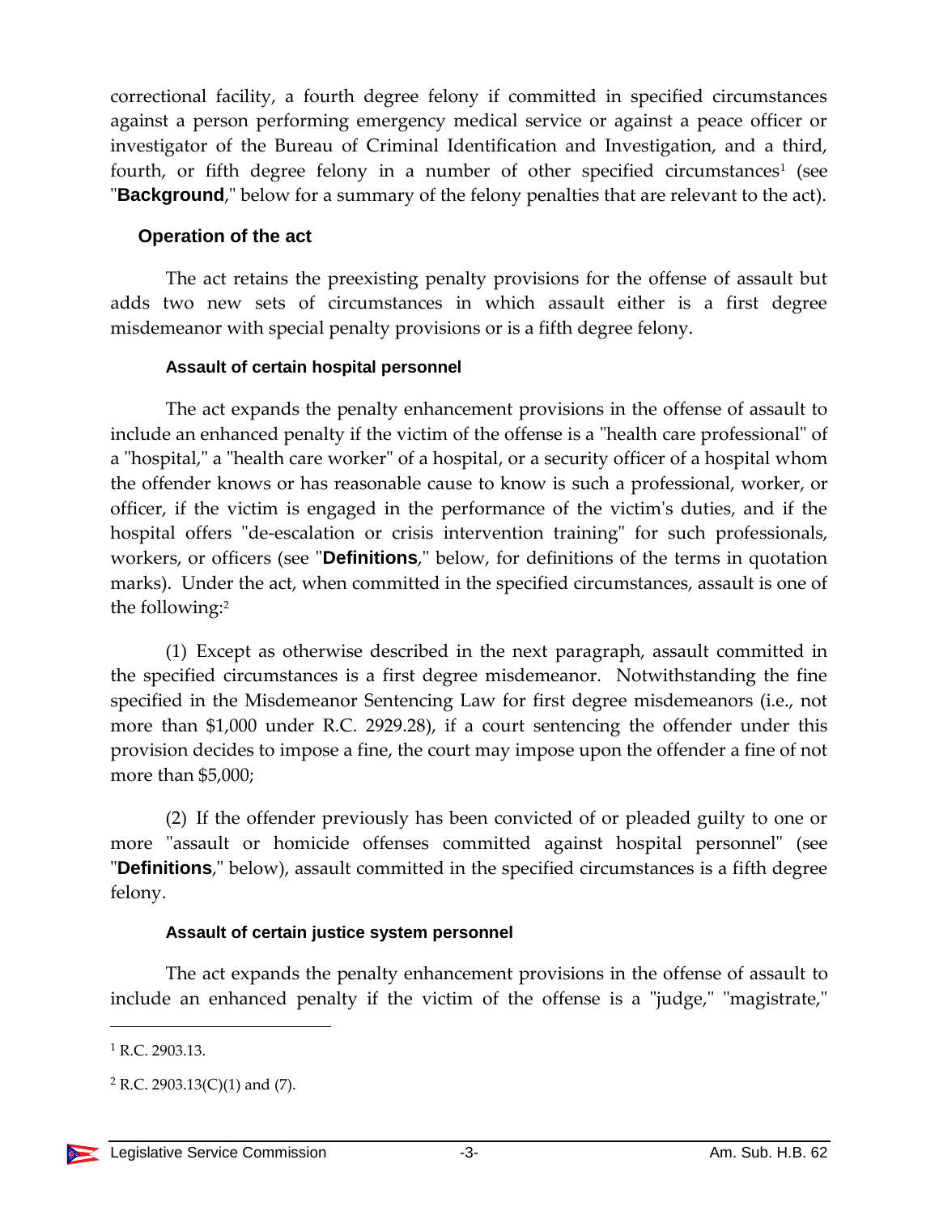correctional facility, a fourth degree felony if committed in specified circumstances against a person performing emergency medical service or against a peace officer or investigator of the Bureau of Criminal Identification and Investigation, and a third, fourth, or fifth degree felony in a number of other specified circumstances[1] (see "**Background**," below for a summary of the felony penalties that are relevant to the act).

## Operation of the act

The act retains the preexisting penalty provisions for the offense of assault but adds two new sets of circumstances in which assault either is a first degree misdemeanor with special penalty provisions or is a fifth degree felony.

### Assault of certain hospital personnel

The act expands the penalty enhancement provisions in the offense of assault to include an enhanced penalty if the victim of the offense is a "health care professional" of a "hospital," a "health care worker" of a hospital, or a security officer of a hospital whom the offender knows or has reasonable cause to know is such a professional, worker, or officer, if the victim is engaged in the performance of the victim's duties, and if the hospital offers "de-escalation or crisis intervention training" for such professionals, workers, or officers (see "**Definitions**," below, for definitions of the terms in quotation marks). Under the act, when committed in the specified circumstances, assault is one of the following:[2]

(1) Except as otherwise described in the next paragraph, assault committed in the specified circumstances is a first degree misdemeanor. Notwithstanding the fine specified in the Misdemeanor Sentencing Law for first degree misdemeanors (i.e., not more than $1,000 under R.C. 2929.28), if a court sentencing the offender under this provision decides to impose a fine, the court may impose upon the offender a fine of not more than $5,000;

(2) If the offender previously has been convicted of or pleaded guilty to one or more "assault or homicide offenses committed against hospital personnel" (see "**Definitions**," below), assault committed in the specified circumstances is a fifth degree felony.

### Assault of certain justice system personnel

The act expands the penalty enhancement provisions in the offense of assault to include an enhanced penalty if the victim of the offense is a "judge," "magistrate,"

---

[1] R.C. 2903.13.

[2] R.C. 2903.13(C)(1) and (7).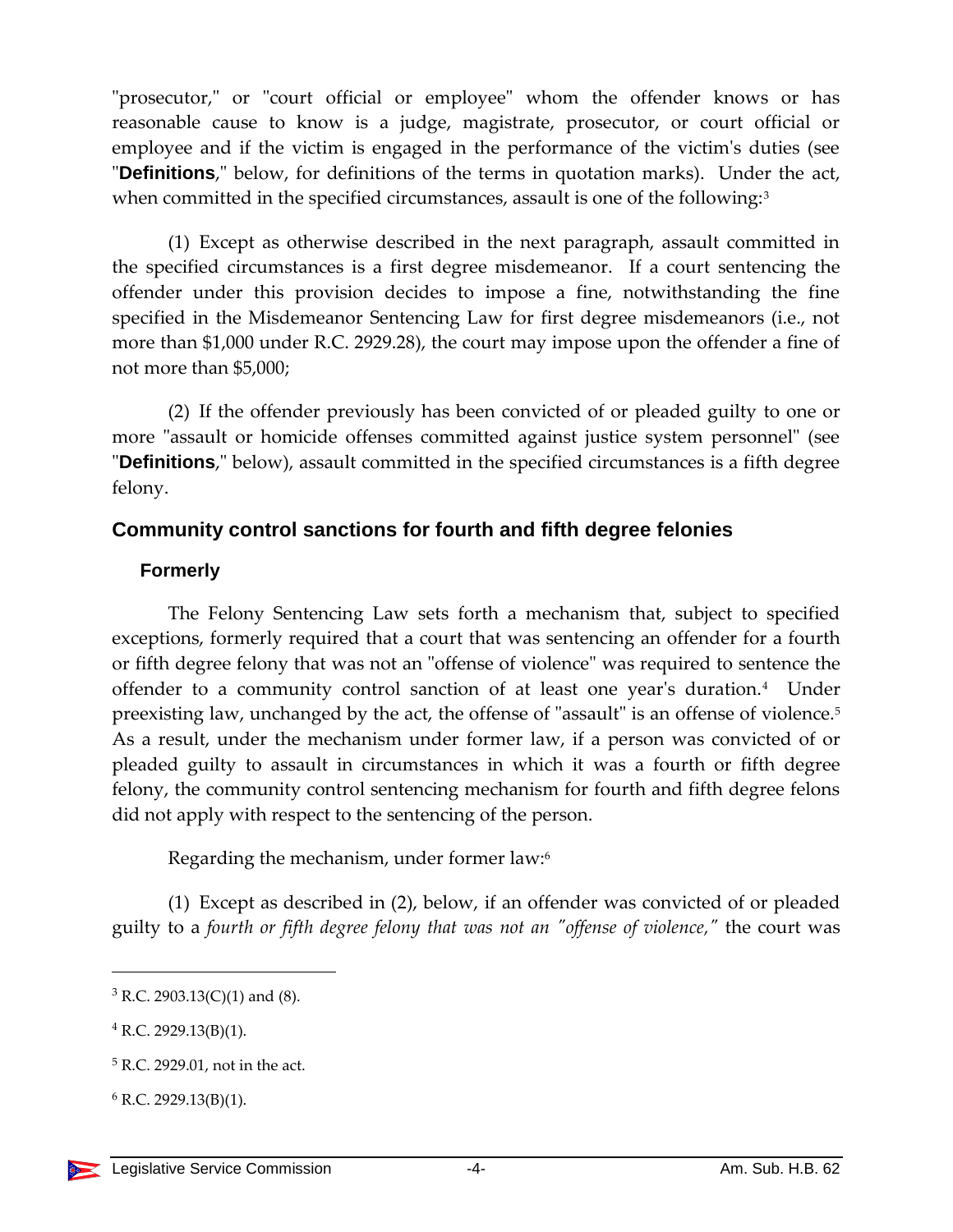"prosecutor," or "court official or employee" whom the offender knows or has reasonable cause to know is a judge, magistrate, prosecutor, or court official or employee and if the victim is engaged in the performance of the victim's duties (see "**Definitions**," below, for definitions of the terms in quotation marks). Under the act, when committed in the specified circumstances, assault is one of the following:[3]

(1) Except as otherwise described in the next paragraph, assault committed in the specified circumstances is a first degree misdemeanor. If a court sentencing the offender under this provision decides to impose a fine, notwithstanding the fine specified in the Misdemeanor Sentencing Law for first degree misdemeanors (i.e., not more than $1,000 under R.C. 2929.28), the court may impose upon the offender a fine of not more than $5,000;

(2) If the offender previously has been convicted of or pleaded guilty to one or more "assault or homicide offenses committed against justice system personnel" (see "**Definitions**," below), assault committed in the specified circumstances is a fifth degree felony.

## Community control sanctions for fourth and fifth degree felonies

### Formerly

The Felony Sentencing Law sets forth a mechanism that, subject to specified exceptions, formerly required that a court that was sentencing an offender for a fourth or fifth degree felony that was not an "offense of violence" was required to sentence the offender to a community control sanction of at least one year's duration.[4] Under preexisting law, unchanged by the act, the offense of "assault" is an offense of violence.[5] As a result, under the mechanism under former law, if a person was convicted of or pleaded guilty to assault in circumstances in which it was a fourth or fifth degree felony, the community control sentencing mechanism for fourth and fifth degree felons did not apply with respect to the sentencing of the person.

Regarding the mechanism, under former law:[6]

(1) Except as described in (2), below, if an offender was convicted of or pleaded guilty to a *fourth or fifth degree felony that was not an "offense of violence,"* the court was

---

[3] R.C. 2903.13(C)(1) and (8).

[4] R.C. 2929.13(B)(1).

[5] R.C. 2929.01, not in the act.

[6] R.C. 2929.13(B)(1).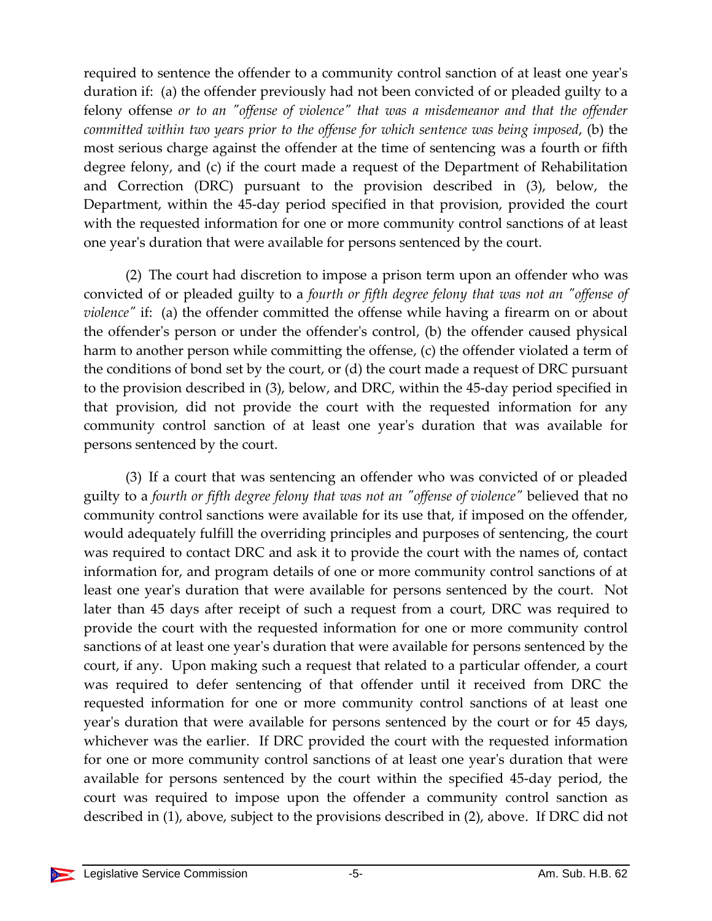required to sentence the offender to a community control sanction of at least one year's duration if: (a) the offender previously had not been convicted of or pleaded guilty to a felony offense *or to an "offense of violence" that was a misdemeanor and that the offender committed within two years prior to the offense for which sentence was being imposed*, (b) the most serious charge against the offender at the time of sentencing was a fourth or fifth degree felony, and (c) if the court made a request of the Department of Rehabilitation and Correction (DRC) pursuant to the provision described in (3), below, the Department, within the 45-day period specified in that provision, provided the court with the requested information for one or more community control sanctions of at least one year's duration that were available for persons sentenced by the court.

(2) The court had discretion to impose a prison term upon an offender who was convicted of or pleaded guilty to a *fourth or fifth degree felony that was not an "offense of violence"* if: (a) the offender committed the offense while having a firearm on or about the offender's person or under the offender's control, (b) the offender caused physical harm to another person while committing the offense, (c) the offender violated a term of the conditions of bond set by the court, or (d) the court made a request of DRC pursuant to the provision described in (3), below, and DRC, within the 45-day period specified in that provision, did not provide the court with the requested information for any community control sanction of at least one year's duration that was available for persons sentenced by the court.

(3) If a court that was sentencing an offender who was convicted of or pleaded guilty to a *fourth or fifth degree felony that was not an "offense of violence"* believed that no community control sanctions were available for its use that, if imposed on the offender, would adequately fulfill the overriding principles and purposes of sentencing, the court was required to contact DRC and ask it to provide the court with the names of, contact information for, and program details of one or more community control sanctions of at least one year's duration that were available for persons sentenced by the court. Not later than 45 days after receipt of such a request from a court, DRC was required to provide the court with the requested information for one or more community control sanctions of at least one year's duration that were available for persons sentenced by the court, if any. Upon making such a request that related to a particular offender, a court was required to defer sentencing of that offender until it received from DRC the requested information for one or more community control sanctions of at least one year's duration that were available for persons sentenced by the court or for 45 days, whichever was the earlier. If DRC provided the court with the requested information for one or more community control sanctions of at least one year's duration that were available for persons sentenced by the court within the specified 45-day period, the court was required to impose upon the offender a community control sanction as described in (1), above, subject to the provisions described in (2), above. If DRC did not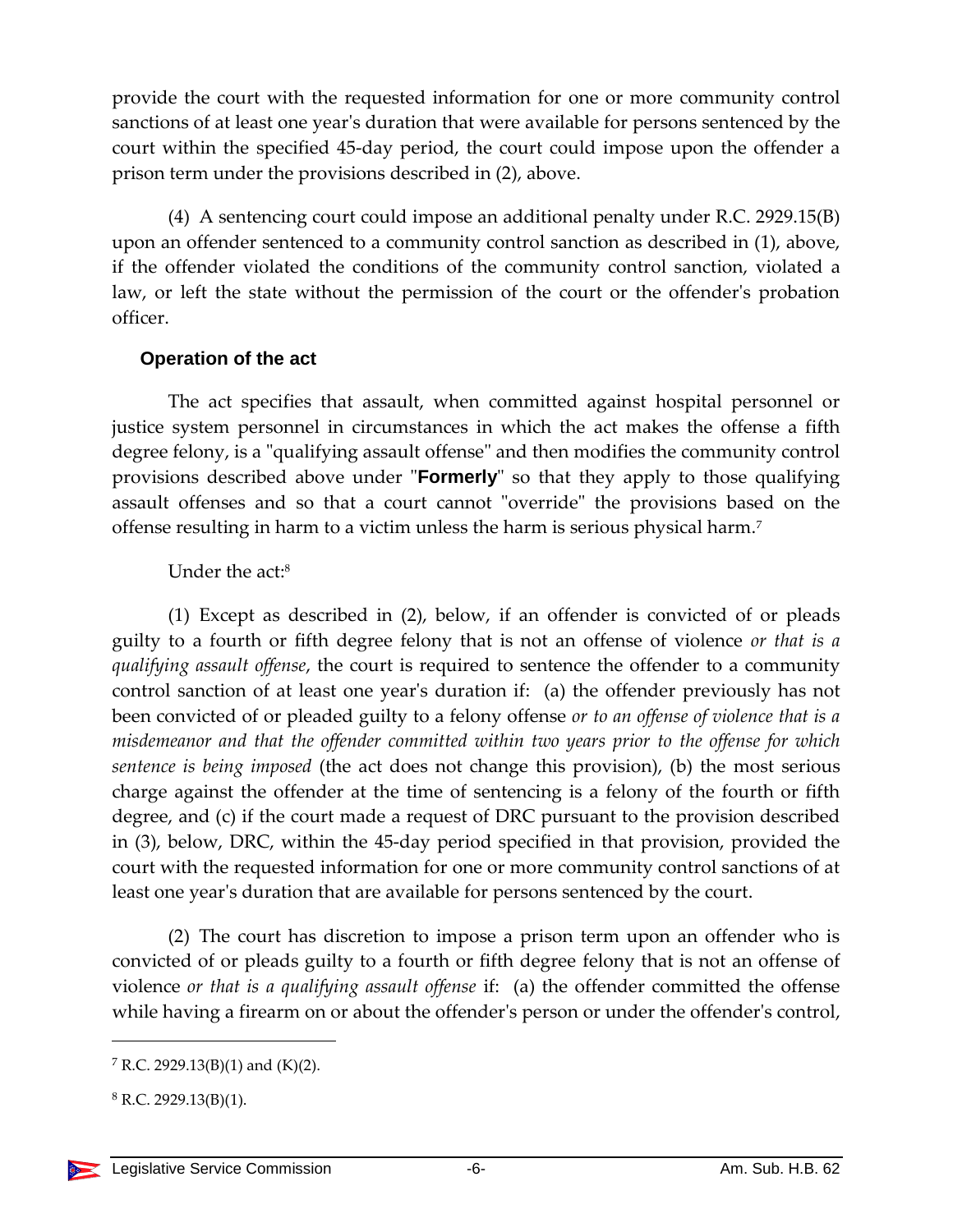provide the court with the requested information for one or more community control sanctions of at least one year's duration that were available for persons sentenced by the court within the specified 45-day period, the court could impose upon the offender a prison term under the provisions described in (2), above.

(4) A sentencing court could impose an additional penalty under R.C. 2929.15(B) upon an offender sentenced to a community control sanction as described in (1), above, if the offender violated the conditions of the community control sanction, violated a law, or left the state without the permission of the court or the offender's probation officer.

### Operation of the act

The act specifies that assault, when committed against hospital personnel or justice system personnel in circumstances in which the act makes the offense a fifth degree felony, is a "qualifying assault offense" and then modifies the community control provisions described above under "**Formerly**" so that they apply to those qualifying assault offenses and so that a court cannot "override" the provisions based on the offense resulting in harm to a victim unless the harm is serious physical harm.[7]

Under the act:[8]

(1) Except as described in (2), below, if an offender is convicted of or pleads guilty to a fourth or fifth degree felony that is not an offense of violence *or that is a qualifying assault offense*, the court is required to sentence the offender to a community control sanction of at least one year's duration if: (a) the offender previously has not been convicted of or pleaded guilty to a felony offense *or to an offense of violence that is a misdemeanor and that the offender committed within two years prior to the offense for which sentence is being imposed* (the act does not change this provision), (b) the most serious charge against the offender at the time of sentencing is a felony of the fourth or fifth degree, and (c) if the court made a request of DRC pursuant to the provision described in (3), below, DRC, within the 45-day period specified in that provision, provided the court with the requested information for one or more community control sanctions of at least one year's duration that are available for persons sentenced by the court.

(2) The court has discretion to impose a prison term upon an offender who is convicted of or pleads guilty to a fourth or fifth degree felony that is not an offense of violence *or that is a qualifying assault offense* if: (a) the offender committed the offense while having a firearm on or about the offender's person or under the offender's control,

---

[7] R.C. 2929.13(B)(1) and (K)(2).

[8] R.C. 2929.13(B)(1).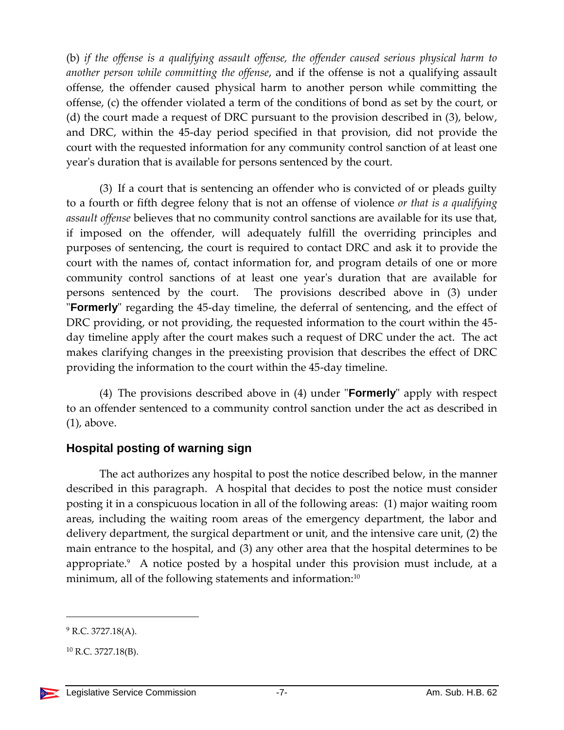(b) *if the offense is a qualifying assault offense, the offender caused serious physical harm to another person while committing the offense*, and if the offense is not a qualifying assault offense, the offender caused physical harm to another person while committing the offense, (c) the offender violated a term of the conditions of bond as set by the court, or (d) the court made a request of DRC pursuant to the provision described in (3), below, and DRC, within the 45-day period specified in that provision, did not provide the court with the requested information for any community control sanction of at least one year's duration that is available for persons sentenced by the court.

(3) If a court that is sentencing an offender who is convicted of or pleads guilty to a fourth or fifth degree felony that is not an offense of violence *or that is a qualifying assault offense* believes that no community control sanctions are available for its use that, if imposed on the offender, will adequately fulfill the overriding principles and purposes of sentencing, the court is required to contact DRC and ask it to provide the court with the names of, contact information for, and program details of one or more community control sanctions of at least one year's duration that are available for persons sentenced by the court. The provisions described above in (3) under "**Formerly**" regarding the 45-day timeline, the deferral of sentencing, and the effect of DRC providing, or not providing, the requested information to the court within the 45-day timeline apply after the court makes such a request of DRC under the act. The act makes clarifying changes in the preexisting provision that describes the effect of DRC providing the information to the court within the 45-day timeline.

(4) The provisions described above in (4) under "**Formerly**" apply with respect to an offender sentenced to a community control sanction under the act as described in (1), above.

## Hospital posting of warning sign

The act authorizes any hospital to post the notice described below, in the manner described in this paragraph. A hospital that decides to post the notice must consider posting it in a conspicuous location in all of the following areas: (1) major waiting room areas, including the waiting room areas of the emergency department, the labor and delivery department, the surgical department or unit, and the intensive care unit, (2) the main entrance to the hospital, and (3) any other area that the hospital determines to be appropriate.[9] A notice posted by a hospital under this provision must include, at a minimum, all of the following statements and information:[10]

---

[9] R.C. 3727.18(A).

[10] R.C. 3727.18(B).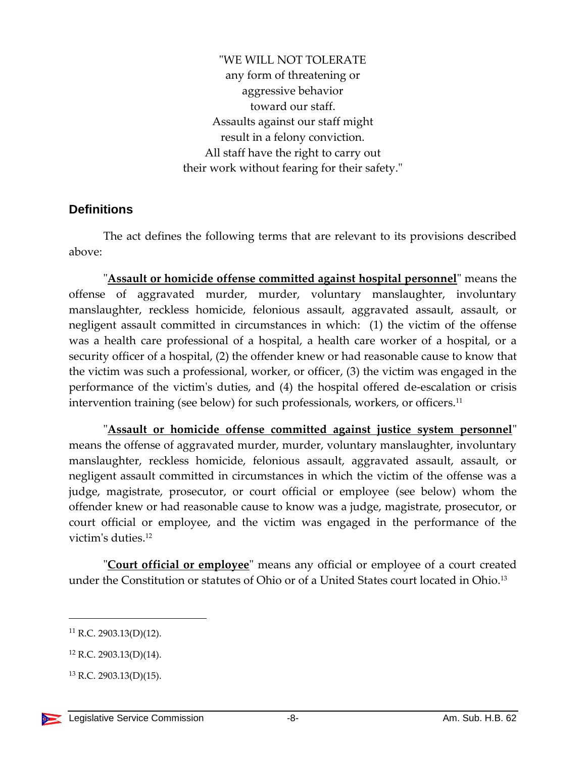"WE WILL NOT TOLERATE
any form of threatening or
aggressive behavior
toward our staff.
Assaults against our staff might
result in a felony conviction.
All staff have the right to carry out
their work without fearing for their safety."

## Definitions

The act defines the following terms that are relevant to its provisions described above:

"**Assault or homicide offense committed against hospital personnel**" means the offense of aggravated murder, murder, voluntary manslaughter, involuntary manslaughter, reckless homicide, felonious assault, aggravated assault, assault, or negligent assault committed in circumstances in which: (1) the victim of the offense was a health care professional of a hospital, a health care worker of a hospital, or a security officer of a hospital, (2) the offender knew or had reasonable cause to know that the victim was such a professional, worker, or officer, (3) the victim was engaged in the performance of the victim's duties, and (4) the hospital offered de-escalation or crisis intervention training (see below) for such professionals, workers, or officers.[11]

"**Assault or homicide offense committed against justice system personnel**" means the offense of aggravated murder, murder, voluntary manslaughter, involuntary manslaughter, reckless homicide, felonious assault, aggravated assault, assault, or negligent assault committed in circumstances in which the victim of the offense was a judge, magistrate, prosecutor, or court official or employee (see below) whom the offender knew or had reasonable cause to know was a judge, magistrate, prosecutor, or court official or employee, and the victim was engaged in the performance of the victim's duties.[12]

"**Court official or employee**" means any official or employee of a court created under the Constitution or statutes of Ohio or of a United States court located in Ohio.[13]

---

[11] R.C. 2903.13(D)(12).

[12] R.C. 2903.13(D)(14).

[13] R.C. 2903.13(D)(15).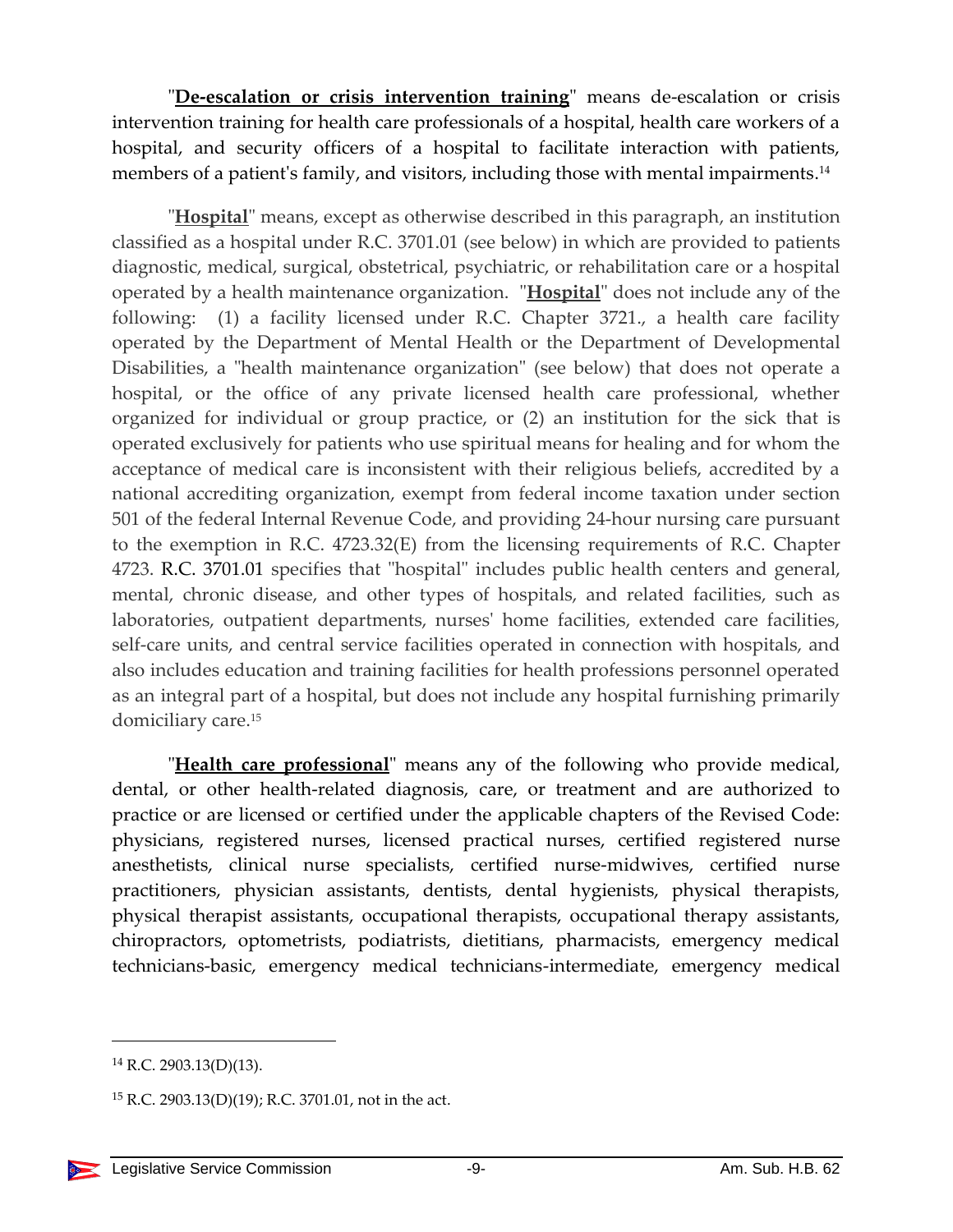"**De-escalation or crisis intervention training**" means de-escalation or crisis intervention training for health care professionals of a hospital, health care workers of a hospital, and security officers of a hospital to facilitate interaction with patients, members of a patient's family, and visitors, including those with mental impairments.[14]

"**Hospital**" means, except as otherwise described in this paragraph, an institution classified as a hospital under R.C. 3701.01 (see below) in which are provided to patients diagnostic, medical, surgical, obstetrical, psychiatric, or rehabilitation care or a hospital operated by a health maintenance organization. "**Hospital**" does not include any of the following: (1) a facility licensed under R.C. Chapter 3721., a health care facility operated by the Department of Mental Health or the Department of Developmental Disabilities, a "health maintenance organization" (see below) that does not operate a hospital, or the office of any private licensed health care professional, whether organized for individual or group practice, or (2) an institution for the sick that is operated exclusively for patients who use spiritual means for healing and for whom the acceptance of medical care is inconsistent with their religious beliefs, accredited by a national accrediting organization, exempt from federal income taxation under section 501 of the federal Internal Revenue Code, and providing 24-hour nursing care pursuant to the exemption in R.C. 4723.32(E) from the licensing requirements of R.C. Chapter 4723. R.C. 3701.01 specifies that "hospital" includes public health centers and general, mental, chronic disease, and other types of hospitals, and related facilities, such as laboratories, outpatient departments, nurses' home facilities, extended care facilities, self-care units, and central service facilities operated in connection with hospitals, and also includes education and training facilities for health professions personnel operated as an integral part of a hospital, but does not include any hospital furnishing primarily domiciliary care.[15]

"**Health care professional**" means any of the following who provide medical, dental, or other health-related diagnosis, care, or treatment and are authorized to practice or are licensed or certified under the applicable chapters of the Revised Code: physicians, registered nurses, licensed practical nurses, certified registered nurse anesthetists, clinical nurse specialists, certified nurse-midwives, certified nurse practitioners, physician assistants, dentists, dental hygienists, physical therapists, physical therapist assistants, occupational therapists, occupational therapy assistants, chiropractors, optometrists, podiatrists, dietitians, pharmacists, emergency medical technicians-basic, emergency medical technicians-intermediate, emergency medical

---

[14] R.C. 2903.13(D)(13).

[15] R.C. 2903.13(D)(19); R.C. 3701.01, not in the act.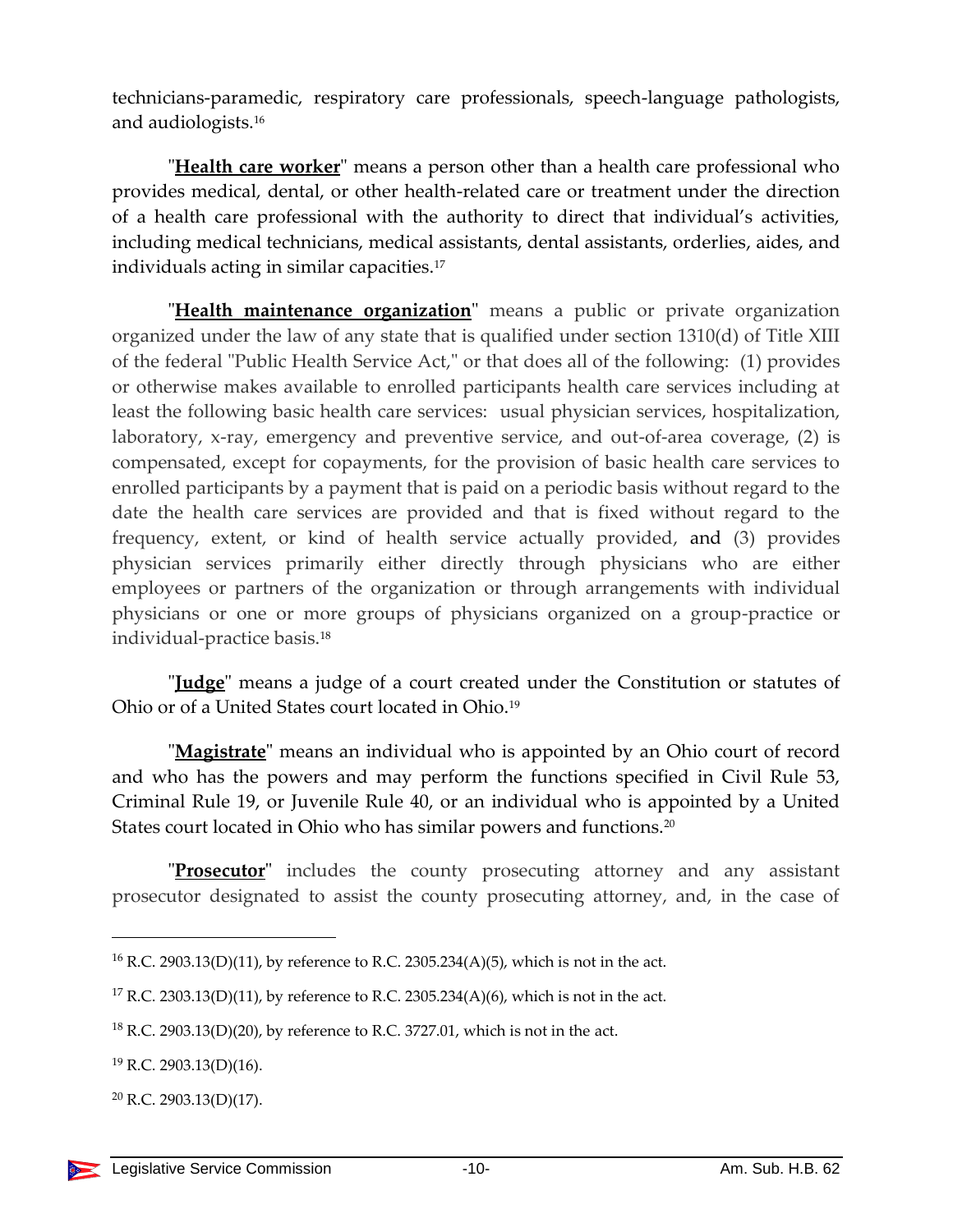technicians-paramedic, respiratory care professionals, speech-language pathologists, and audiologists.[16]

"**Health care worker**" means a person other than a health care professional who provides medical, dental, or other health-related care or treatment under the direction of a health care professional with the authority to direct that individual's activities, including medical technicians, medical assistants, dental assistants, orderlies, aides, and individuals acting in similar capacities.[17]

"**Health maintenance organization**" means a public or private organization organized under the law of any state that is qualified under section 1310(d) of Title XIII of the federal "Public Health Service Act," or that does all of the following: (1) provides or otherwise makes available to enrolled participants health care services including at least the following basic health care services: usual physician services, hospitalization, laboratory, x-ray, emergency and preventive service, and out-of-area coverage, (2) is compensated, except for copayments, for the provision of basic health care services to enrolled participants by a payment that is paid on a periodic basis without regard to the date the health care services are provided and that is fixed without regard to the frequency, extent, or kind of health service actually provided, and (3) provides physician services primarily either directly through physicians who are either employees or partners of the organization or through arrangements with individual physicians or one or more groups of physicians organized on a group-practice or individual-practice basis.[18]

"**Judge**" means a judge of a court created under the Constitution or statutes of Ohio or of a United States court located in Ohio.[19]

"**Magistrate**" means an individual who is appointed by an Ohio court of record and who has the powers and may perform the functions specified in Civil Rule 53, Criminal Rule 19, or Juvenile Rule 40, or an individual who is appointed by a United States court located in Ohio who has similar powers and functions.[20]

"**Prosecutor**" includes the county prosecuting attorney and any assistant prosecutor designated to assist the county prosecuting attorney, and, in the case of

---

[16] R.C. 2903.13(D)(11), by reference to R.C. 2305.234(A)(5), which is not in the act.

[17] R.C. 2303.13(D)(11), by reference to R.C. 2305.234(A)(6), which is not in the act.

[18] R.C. 2903.13(D)(20), by reference to R.C. 3727.01, which is not in the act.

[19] R.C. 2903.13(D)(16).

[20] R.C. 2903.13(D)(17).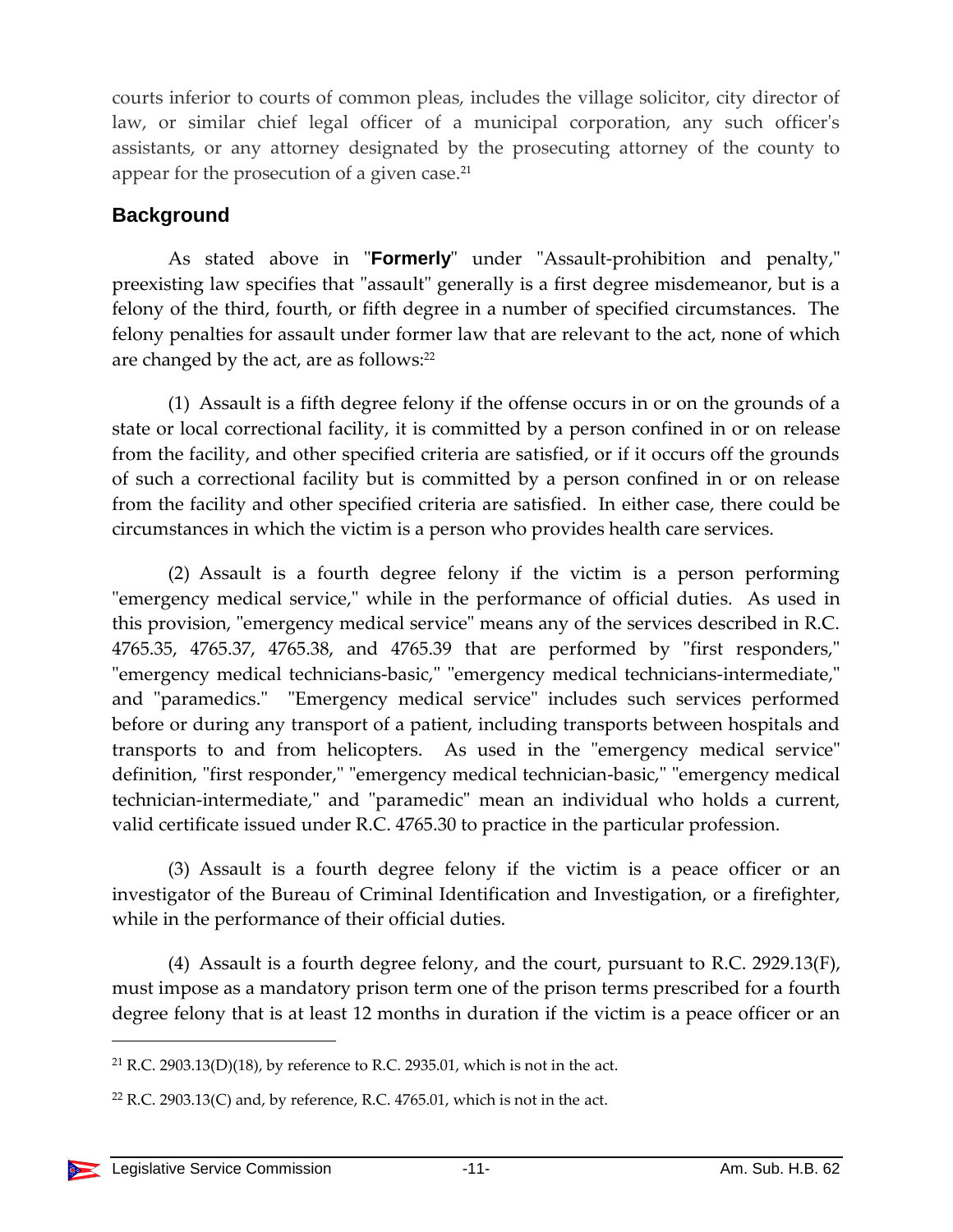courts inferior to courts of common pleas, includes the village solicitor, city director of law, or similar chief legal officer of a municipal corporation, any such officer's assistants, or any attorney designated by the prosecuting attorney of the county to appear for the prosecution of a given case.[21]

## Background

As stated above in "**Formerly**" under "Assault-prohibition and penalty," preexisting law specifies that "assault" generally is a first degree misdemeanor, but is a felony of the third, fourth, or fifth degree in a number of specified circumstances. The felony penalties for assault under former law that are relevant to the act, none of which are changed by the act, are as follows:[22]

(1) Assault is a fifth degree felony if the offense occurs in or on the grounds of a state or local correctional facility, it is committed by a person confined in or on release from the facility, and other specified criteria are satisfied, or if it occurs off the grounds of such a correctional facility but is committed by a person confined in or on release from the facility and other specified criteria are satisfied. In either case, there could be circumstances in which the victim is a person who provides health care services.

(2) Assault is a fourth degree felony if the victim is a person performing "emergency medical service," while in the performance of official duties. As used in this provision, "emergency medical service" means any of the services described in R.C. 4765.35, 4765.37, 4765.38, and 4765.39 that are performed by "first responders," "emergency medical technicians-basic," "emergency medical technicians-intermediate," and "paramedics." "Emergency medical service" includes such services performed before or during any transport of a patient, including transports between hospitals and transports to and from helicopters. As used in the "emergency medical service" definition, "first responder," "emergency medical technician-basic," "emergency medical technician-intermediate," and "paramedic" mean an individual who holds a current, valid certificate issued under R.C. 4765.30 to practice in the particular profession.

(3) Assault is a fourth degree felony if the victim is a peace officer or an investigator of the Bureau of Criminal Identification and Investigation, or a firefighter, while in the performance of their official duties.

(4) Assault is a fourth degree felony, and the court, pursuant to R.C. 2929.13(F), must impose as a mandatory prison term one of the prison terms prescribed for a fourth degree felony that is at least 12 months in duration if the victim is a peace officer or an

---

[21] R.C. 2903.13(D)(18), by reference to R.C. 2935.01, which is not in the act.

[22] R.C. 2903.13(C) and, by reference, R.C. 4765.01, which is not in the act.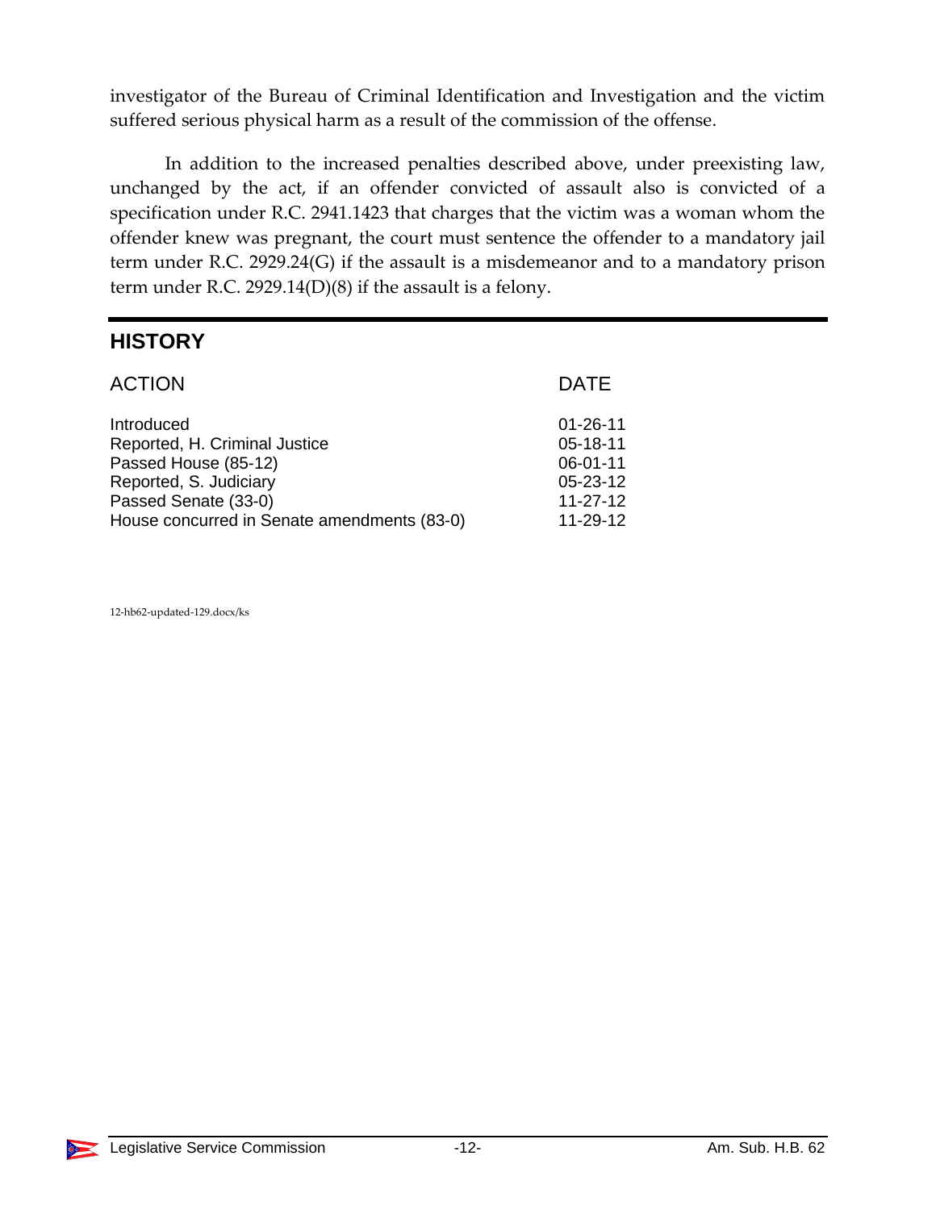investigator of the Bureau of Criminal Identification and Investigation and the victim suffered serious physical harm as a result of the commission of the offense.

In addition to the increased penalties described above, under preexisting law, unchanged by the act, if an offender convicted of assault also is convicted of a specification under R.C. 2941.1423 that charges that the victim was a woman whom the offender knew was pregnant, the court must sentence the offender to a mandatory jail term under R.C. 2929.24(G) if the assault is a misdemeanor and to a mandatory prison term under R.C. 2929.14(D)(8) if the assault is a felony.

## HISTORY

| ACTION | DATE |
|---|---|
| Introduced | 01-26-11 |
| Reported, H. Criminal Justice | 05-18-11 |
| Passed House (85-12) | 06-01-11 |
| Reported, S. Judiciary | 05-23-12 |
| Passed Senate (33-0) | 11-27-12 |
| House concurred in Senate amendments (83-0) | 11-29-12 |

12-hb62-updated-129.docx/ks